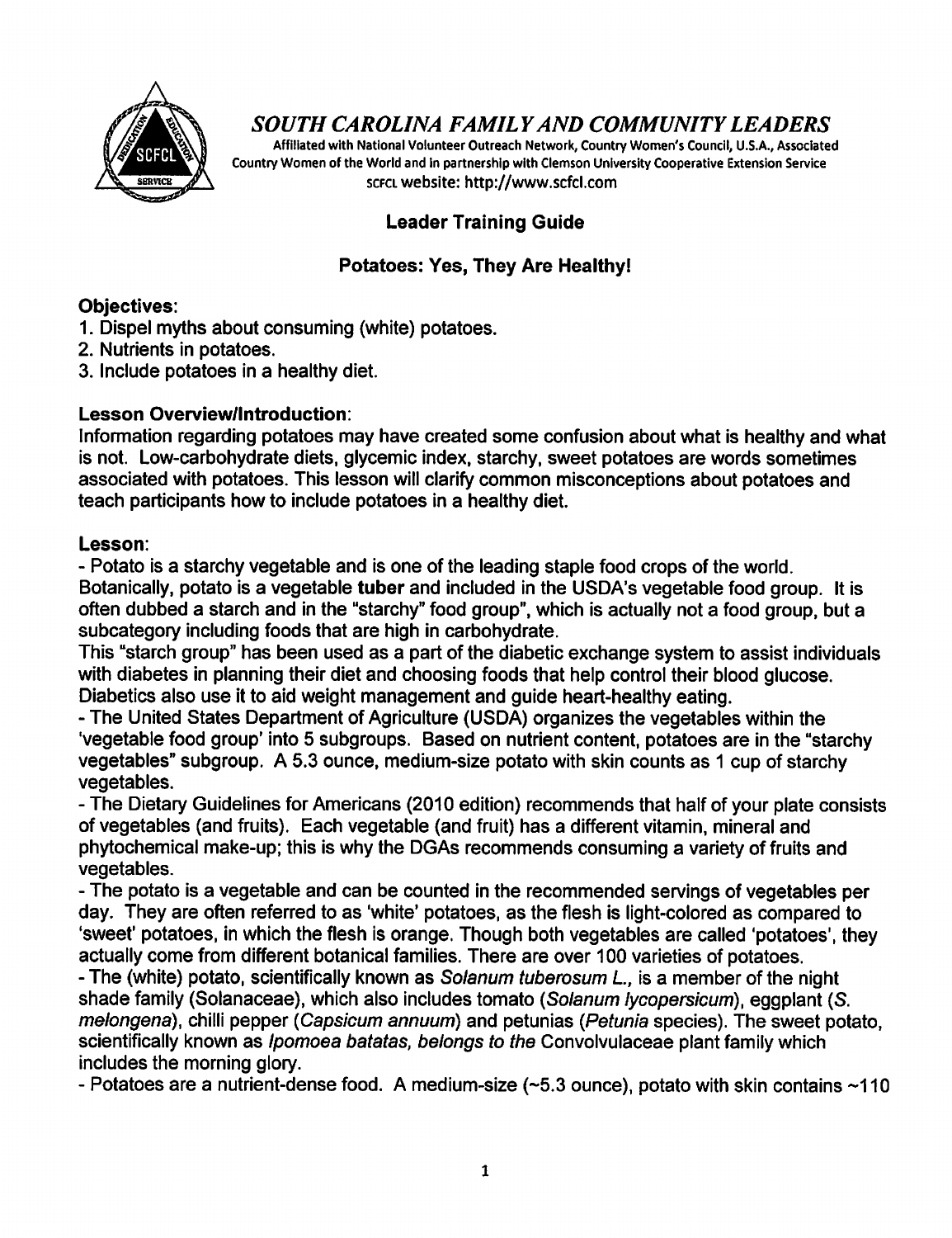# *SOUTH CAROLINA FAMILY AND COMMUNITY LEADERS*

Affiliated with National Volunteer Outreach Network, Country Women's Council, U.S.A., Associated Country Women of the World and in partnership with Clemson University Cooperative Extension Service
SCFCL website: http://www.scfcl.com

## Leader Training Guide

## Potatoes: Yes, They Are Healthy!

**Objectives:**

1. Dispel myths about consuming (white) potatoes.
2. Nutrients in potatoes.
3. Include potatoes in a healthy diet.

**Lesson Overview/Introduction:**

Information regarding potatoes may have created some confusion about what is healthy and what is not. Low-carbohydrate diets, glycemic index, starchy, sweet potatoes are words sometimes associated with potatoes. This lesson will clarify common misconceptions about potatoes and teach participants how to include potatoes in a healthy diet.

**Lesson:**

- Potato is a starchy vegetable and is one of the leading staple food crops of the world. Botanically, potato is a vegetable **tuber** and included in the USDA's vegetable food group. It is often dubbed a starch and in the "starchy" food group", which is actually not a food group, but a subcategory including foods that are high in carbohydrate.
This "starch group" has been used as a part of the diabetic exchange system to assist individuals with diabetes in planning their diet and choosing foods that help control their blood glucose. Diabetics also use it to aid weight management and guide heart-healthy eating.
- The United States Department of Agriculture (USDA) organizes the vegetables within the 'vegetable food group' into 5 subgroups. Based on nutrient content, potatoes are in the "starchy vegetables" subgroup. A 5.3 ounce, medium-size potato with skin counts as 1 cup of starchy vegetables.
- The Dietary Guidelines for Americans (2010 edition) recommends that half of your plate consists of vegetables (and fruits). Each vegetable (and fruit) has a different vitamin, mineral and phytochemical make-up; this is why the DGAs recommends consuming a variety of fruits and vegetables.
- The potato is a vegetable and can be counted in the recommended servings of vegetables per day. They are often referred to as 'white' potatoes, as the flesh is light-colored as compared to 'sweet' potatoes, in which the flesh is orange. Though both vegetables are called 'potatoes', they actually come from different botanical families. There are over 100 varieties of potatoes.
- The (white) potato, scientifically known as *Solanum tuberosum L.*, is a member of the night shade family (Solanaceae), which also includes tomato (*Solanum lycopersicum*), eggplant (*S. melongena*), chilli pepper (*Capsicum annuum*) and petunias (*Petunia* species). The sweet potato, scientifically known as *Ipomoea batatas, belongs to the* Convolvulaceae plant family which includes the morning glory.
- Potatoes are a nutrient-dense food. A medium-size (~5.3 ounce), potato with skin contains ~110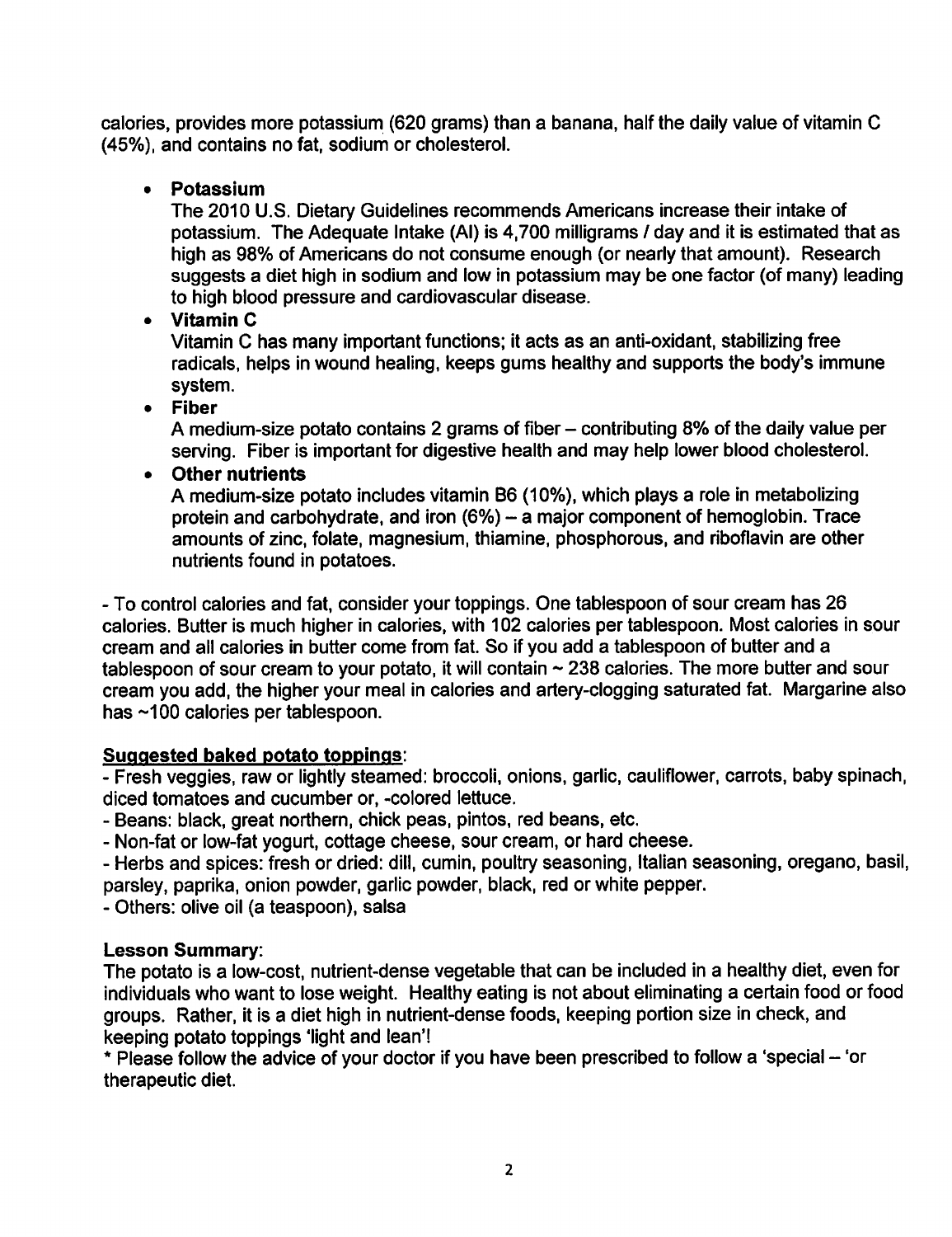calories, provides more potassium (620 grams) than a banana, half the daily value of vitamin C (45%), and contains no fat, sodium or cholesterol.

- **Potassium**
  The 2010 U.S. Dietary Guidelines recommends Americans increase their intake of potassium. The Adequate Intake (AI) is 4,700 milligrams / day and it is estimated that as high as 98% of Americans do not consume enough (or nearly that amount). Research suggests a diet high in sodium and low in potassium may be one factor (of many) leading to high blood pressure and cardiovascular disease.
- **Vitamin C**
  Vitamin C has many important functions; it acts as an anti-oxidant, stabilizing free radicals, helps in wound healing, keeps gums healthy and supports the body's immune system.
- **Fiber**
  A medium-size potato contains 2 grams of fiber – contributing 8% of the daily value per serving. Fiber is important for digestive health and may help lower blood cholesterol.
- **Other nutrients**
  A medium-size potato includes vitamin B6 (10%), which plays a role in metabolizing protein and carbohydrate, and iron (6%) – a major component of hemoglobin. Trace amounts of zinc, folate, magnesium, thiamine, phosphorous, and riboflavin are other nutrients found in potatoes.

- To control calories and fat, consider your toppings. One tablespoon of sour cream has 26 calories. Butter is much higher in calories, with 102 calories per tablespoon. Most calories in sour cream and all calories in butter come from fat. So if you add a tablespoon of butter and a tablespoon of sour cream to your potato, it will contain ~ 238 calories. The more butter and sour cream you add, the higher your meal in calories and artery-clogging saturated fat. Margarine also has ~100 calories per tablespoon.

**<u>Suggested baked potato toppings</u>**:

- Fresh veggies, raw or lightly steamed: broccoli, onions, garlic, cauliflower, carrots, baby spinach, diced tomatoes and cucumber or, -colored lettuce.
- Beans: black, great northern, chick peas, pintos, red beans, etc.
- Non-fat or low-fat yogurt, cottage cheese, sour cream, or hard cheese.
- Herbs and spices: fresh or dried: dill, cumin, poultry seasoning, Italian seasoning, oregano, basil, parsley, paprika, onion powder, garlic powder, black, red or white pepper.
- Others: olive oil (a teaspoon), salsa

**Lesson Summary**:

The potato is a low-cost, nutrient-dense vegetable that can be included in a healthy diet, even for individuals who want to lose weight. Healthy eating is not about eliminating a certain food or food groups. Rather, it is a diet high in nutrient-dense foods, keeping portion size in check, and keeping potato toppings 'light and lean'!

* Please follow the advice of your doctor if you have been prescribed to follow a 'special – 'or therapeutic diet.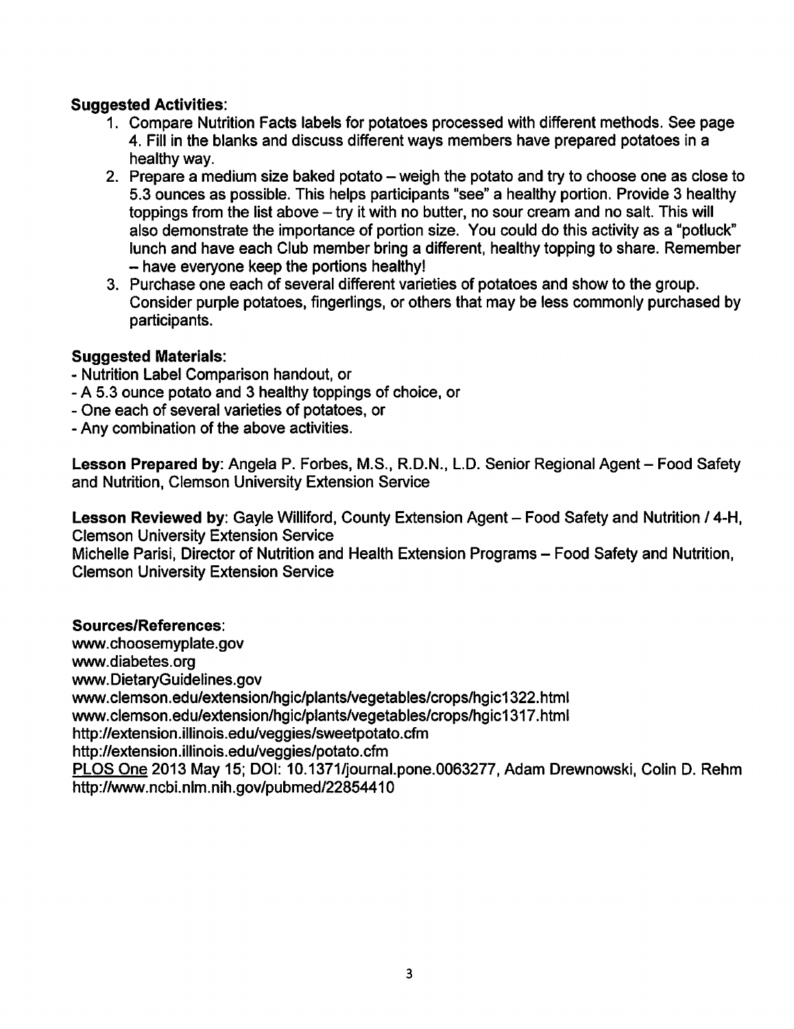**Suggested Activities**:

1. Compare Nutrition Facts labels for potatoes processed with different methods. See page 4. Fill in the blanks and discuss different ways members have prepared potatoes in a healthy way.
2. Prepare a medium size baked potato – weigh the potato and try to choose one as close to 5.3 ounces as possible. This helps participants "see" a healthy portion. Provide 3 healthy toppings from the list above – try it with no butter, no sour cream and no salt. This will also demonstrate the importance of portion size. You could do this activity as a "potluck" lunch and have each Club member bring a different, healthy topping to share. Remember – have everyone keep the portions healthy!
3. Purchase one each of several different varieties of potatoes and show to the group. Consider purple potatoes, fingerlings, or others that may be less commonly purchased by participants.

**Suggested Materials**:

- Nutrition Label Comparison handout, or
- A 5.3 ounce potato and 3 healthy toppings of choice, or
- One each of several varieties of potatoes, or
- Any combination of the above activities.

**Lesson Prepared by**: Angela P. Forbes, M.S., R.D.N., L.D. Senior Regional Agent – Food Safety and Nutrition, Clemson University Extension Service

**Lesson Reviewed by**: Gayle Williford, County Extension Agent – Food Safety and Nutrition / 4-H, Clemson University Extension Service
Michelle Parisi, Director of Nutrition and Health Extension Programs – Food Safety and Nutrition, Clemson University Extension Service

**Sources/References**:
www.choosemyplate.gov
www.diabetes.org
www.DietaryGuidelines.gov
www.clemson.edu/extension/hgic/plants/vegetables/crops/hgic1322.html
www.clemson.edu/extension/hgic/plants/vegetables/crops/hgic1317.html
http://extension.illinois.edu/veggies/sweetpotato.cfm
http://extension.illinois.edu/veggies/potato.cfm
PLOS One 2013 May 15; DOI: 10.1371/journal.pone.0063277, Adam Drewnowski, Colin D. Rehm
http://www.ncbi.nlm.nih.gov/pubmed/22854410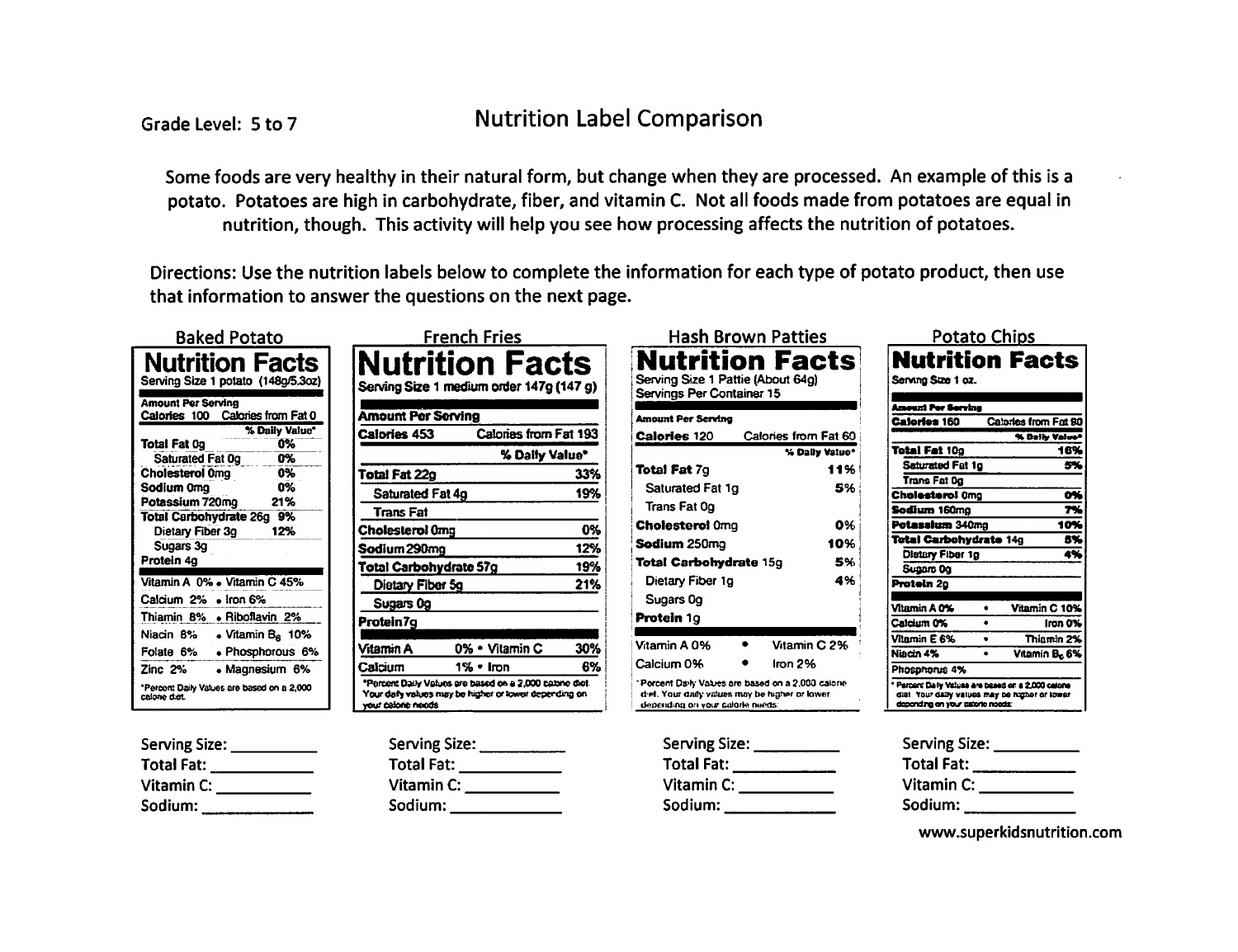Grade Level: 5 to 7

# Nutrition Label Comparison

Some foods are very healthy in their natural form, but change when they are processed. An example of this is a potato. Potatoes are high in carbohydrate, fiber, and vitamin C. Not all foods made from potatoes are equal in nutrition, though. This activity will help you see how processing affects the nutrition of potatoes.

Directions: Use the nutrition labels below to complete the information for each type of potato product, then use that information to answer the questions on the next page.

## Baked Potato

**Nutrition Facts**
Serving Size 1 potato (148g/5.3oz)

| Amount Per Serving | |
|---|---|
| Calories 100 | Calories from Fat 0 |
| | % Daily Value* |
| **Total Fat** 0g | 0% |
| Saturated Fat 0g | 0% |
| **Cholesterol** 0mg | 0% |
| **Sodium** 0mg | 0% |
| **Potassium** 720mg | 21% |
| **Total Carbohydrate** 26g | 9% |
| Dietary Fiber 3g | 12% |
| Sugars 3g | |
| **Protein** 4g | |

| | |
|---|---|
| Vitamin A 0% | Vitamin C 45% |
| Calcium 2% | Iron 6% |
| Thiamin 8% | Riboflavin 2% |
| Niacin 8% | Vitamin $B_6$ 10% |
| Folate 6% | Phosphorous 6% |
| Zinc 2% | Magnesium 6% |

*Percent Daily Values are based on a 2,000 calorie diet.

Serving Size: __________
Total Fat: __________
Vitamin C: __________
Sodium: __________

## French Fries

**Nutrition Facts**
Serving Size 1 medium order 147g (147 g)

| Amount Per Serving | |
|---|---|
| Calories 453 | Calories from Fat 193 |
| | % Daily Value* |
| **Total Fat** 22g | 33% |
| Saturated Fat 4g | 19% |
| Trans Fat | |
| **Cholesterol** 0mg | 0% |
| **Sodium** 290mg | 12% |
| **Total Carbohydrate** 57g | 19% |
| Dietary Fiber 5g | 21% |
| Sugars 0g | |
| **Protein** 7g | |

| | |
|---|---|
| Vitamin A 0% | Vitamin C 30% |
| Calcium 1% | Iron 6% |

*Percent Daily Values are based on a 2,000 calorie diet. Your daily values may be higher or lower depending on your calorie needs.

Serving Size: __________
Total Fat: __________
Vitamin C: __________
Sodium: __________

## Hash Brown Patties

**Nutrition Facts**
Serving Size 1 Pattie (About 64g)
Servings Per Container 15

| Amount Per Serving | |
|---|---|
| Calories 120 | Calories from Fat 60 |
| | % Daily Value* |
| **Total Fat** 7g | 11% |
| Saturated Fat 1g | 5% |
| Trans Fat 0g | |
| **Cholesterol** 0mg | 0% |
| **Sodium** 250mg | 10% |
| **Total Carbohydrate** 15g | 5% |
| Dietary Fiber 1g | 4% |
| Sugars 0g | |
| **Protein** 1g | |

| | |
|---|---|
| Vitamin A 0% | Vitamin C 2% |
| Calcium 0% | Iron 2% |

*Percent Daily Values are based on a 2,000 calorie diet. Your daily values may be higher or lower depending on your calorie needs.

Serving Size: __________
Total Fat: __________
Vitamin C: __________
Sodium: __________

## Potato Chips

**Nutrition Facts**
Serving Size 1 oz.

| Amount Per Serving | |
|---|---|
| Calories 160 | Calories from Fat 90 |
| | % Daily Value* |
| **Total Fat** 10g | 16% |
| Saturated Fat 1g | 5% |
| Trans Fat 0g | |
| **Cholesterol** 0mg | 0% |
| **Sodium** 160mg | 7% |
| **Potassium** 340mg | 10% |
| **Total Carbohydrate** 14g | 5% |
| Dietary Fiber 1g | 4% |
| Sugars 0g | |
| **Protein** 2g | |

| | |
|---|---|
| Vitamin A 0% | Vitamin C 10% |
| Calcium 0% | Iron 0% |
| Vitamin E 6% | Thiamin 2% |
| Niacin 4% | Vitamin $B_6$ 6% |
| Phosphorus 4% | |

*Percent Daily Values are based on a 2,000 calorie diet. Your daily values may be higher or lower depending on your calorie needs.

Serving Size: __________
Total Fat: __________
Vitamin C: __________
Sodium: __________

www.superkidsnutrition.com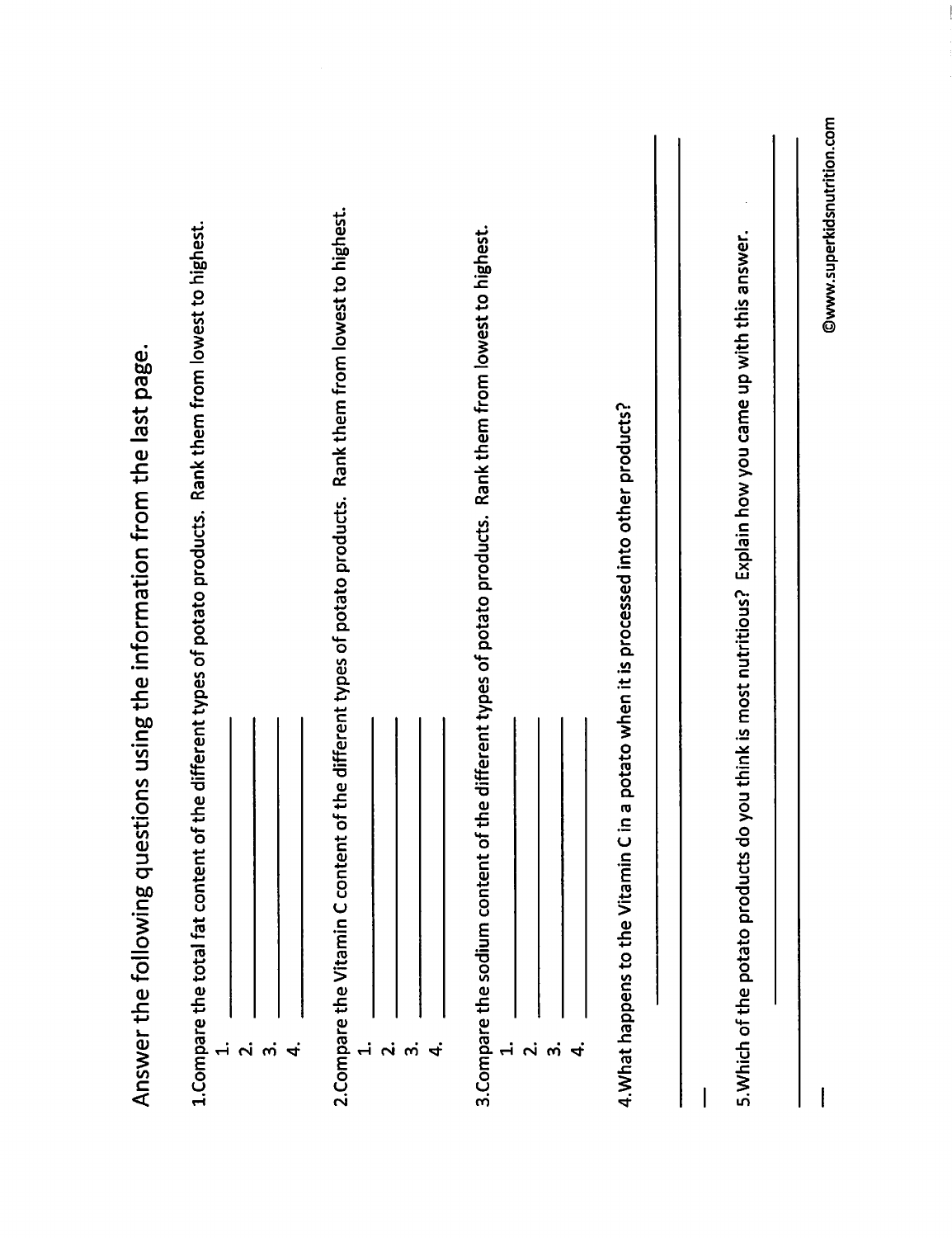# Answer the following questions using the information from the last page.

1. Compare the total fat content of the different types of potato products. Rank them from lowest to highest.
   1. ____________________
   2. ____________________
   3. ____________________
   4. ____________________

2. Compare the Vitamin C content of the different types of potato products. Rank them from lowest to highest.
   1. ____________________
   2. ____________________
   3. ____________________
   4. ____________________

3. Compare the sodium content of the different types of potato products. Rank them from lowest to highest.
   1. ____________________
   2. ____________________
   3. ____________________
   4. ____________________

4. What happens to the Vitamin C in a potato when it is processed into other products?

________________________________________

________________________________________

5. Which of the potato products do you think is most nutritious? Explain how you came up with this answer.

________________________________________

________________________________________

©www.superkidsnutrition.com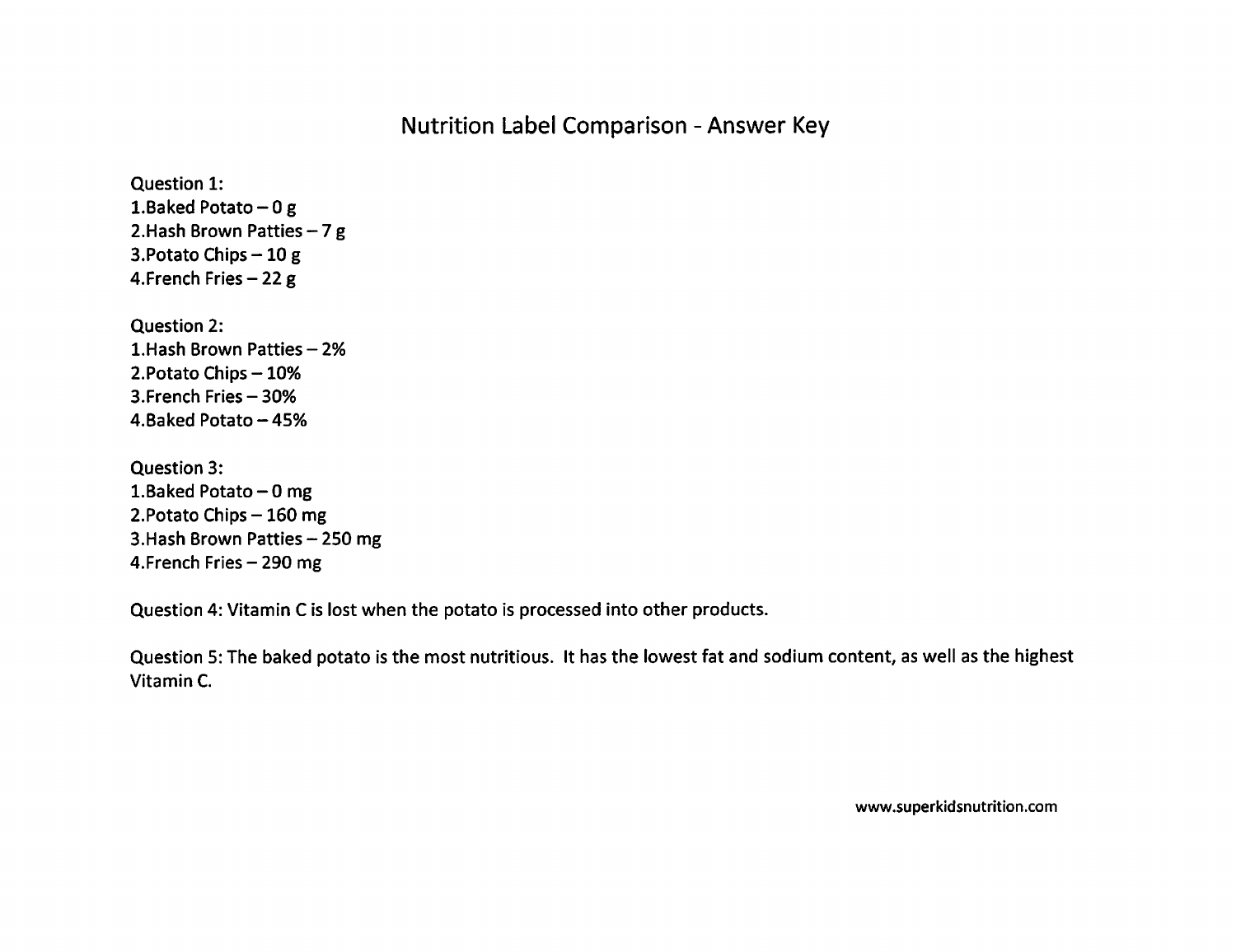# Nutrition Label Comparison - Answer Key

Question 1:

1. Baked Potato – 0 g
2. Hash Brown Patties – 7 g
3. Potato Chips – 10 g
4. French Fries – 22 g

Question 2:

1. Hash Brown Patties – 2%
2. Potato Chips – 10%
3. French Fries – 30%
4. Baked Potato – 45%

Question 3:

1. Baked Potato – 0 mg
2. Potato Chips – 160 mg
3. Hash Brown Patties – 250 mg
4. French Fries – 290 mg

Question 4: Vitamin C is lost when the potato is processed into other products.

Question 5: The baked potato is the most nutritious. It has the lowest fat and sodium content, as well as the highest Vitamin C.

www.superkidsnutrition.com